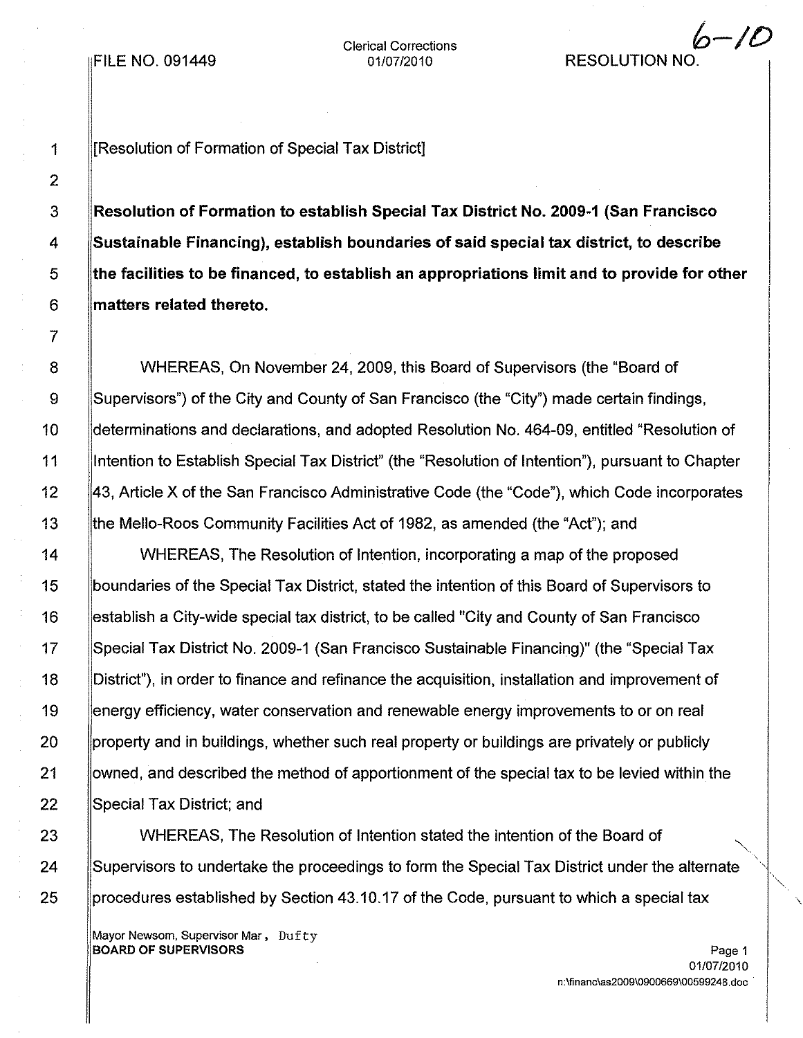FILE NO. 091449

Clerical Corrections
01/07/2010

RESOLUTION NO. 6-10

[Resolution of Formation of Special Tax District]

**Resolution of Formation to establish Special Tax District No. 2009-1 (San Francisco Sustainable Financing), establish boundaries of said special tax district, to describe the facilities to be financed, to establish an appropriations limit and to provide for other matters related thereto.**

WHEREAS, On November 24, 2009, this Board of Supervisors (the "Board of Supervisors") of the City and County of San Francisco (the "City") made certain findings, determinations and declarations, and adopted Resolution No. 464-09, entitled "Resolution of Intention to Establish Special Tax District" (the "Resolution of Intention"), pursuant to Chapter 43, Article X of the San Francisco Administrative Code (the "Code"), which Code incorporates the Mello-Roos Community Facilities Act of 1982, as amended (the "Act"); and

WHEREAS, The Resolution of Intention, incorporating a map of the proposed boundaries of the Special Tax District, stated the intention of this Board of Supervisors to establish a City-wide special tax district, to be called "City and County of San Francisco Special Tax District No. 2009-1 (San Francisco Sustainable Financing)" (the "Special Tax District"), in order to finance and refinance the acquisition, installation and improvement of energy efficiency, water conservation and renewable energy improvements to or on real property and in buildings, whether such real property or buildings are privately or publicly owned, and described the method of apportionment of the special tax to be levied within the Special Tax District; and

WHEREAS, The Resolution of Intention stated the intention of the Board of Supervisors to undertake the proceedings to form the Special Tax District under the alternate procedures established by Section 43.10.17 of the Code, pursuant to which a special tax

Mayor Newsom, Supervisor Mar, Dufty
**BOARD OF SUPERVISORS**

01/07/2010
n:\financ\as2009\0900669\00599248.doc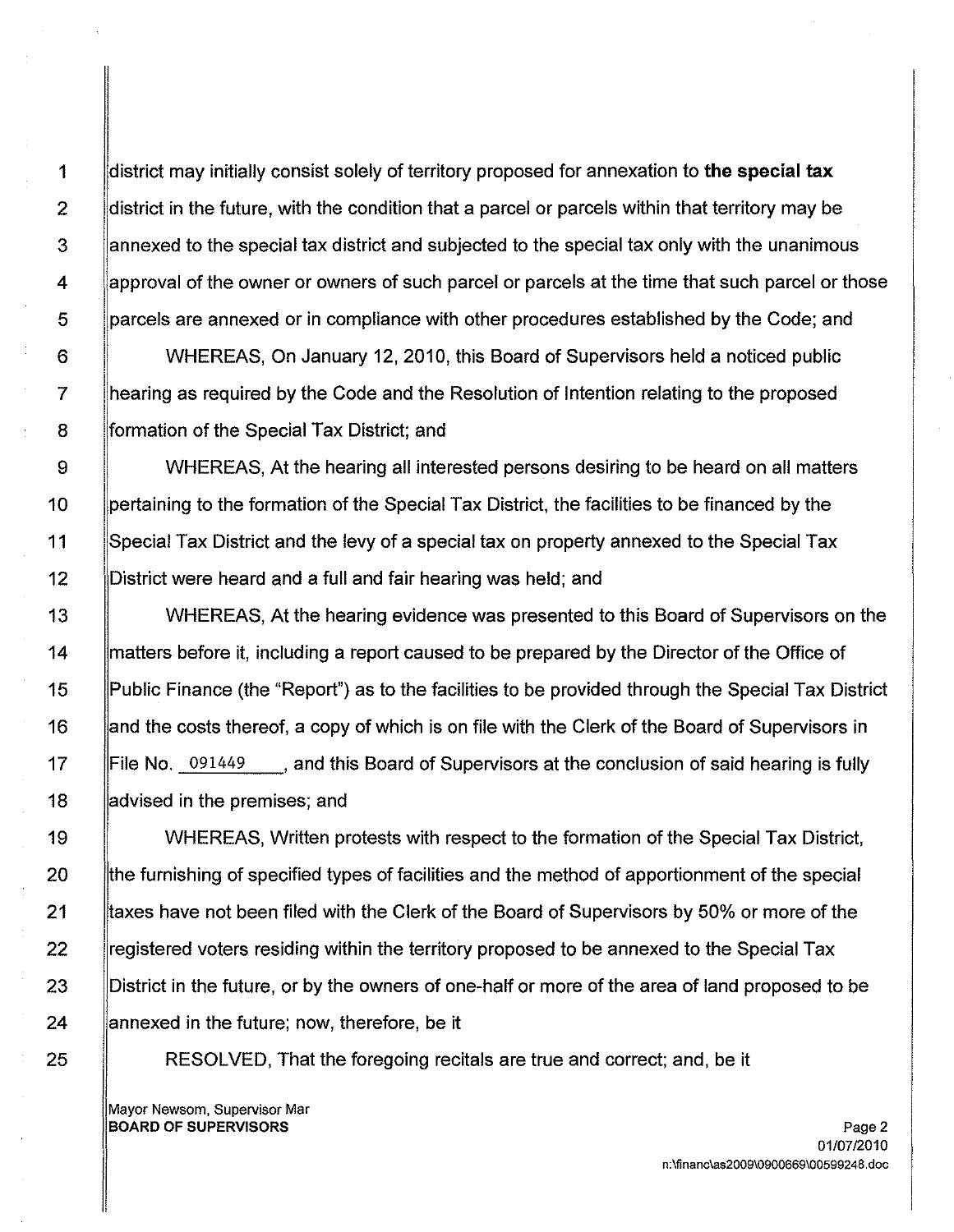district may initially consist solely of territory proposed for annexation to **the special tax** district in the future, with the condition that a parcel or parcels within that territory may be annexed to the special tax district and subjected to the special tax only with the unanimous approval of the owner or owners of such parcel or parcels at the time that such parcel or those parcels are annexed or in compliance with other procedures established by the Code; and

WHEREAS, On January 12, 2010, this Board of Supervisors held a noticed public hearing as required by the Code and the Resolution of Intention relating to the proposed formation of the Special Tax District; and

WHEREAS, At the hearing all interested persons desiring to be heard on all matters pertaining to the formation of the Special Tax District, the facilities to be financed by the Special Tax District and the levy of a special tax on property annexed to the Special Tax District were heard and a full and fair hearing was held; and

WHEREAS, At the hearing evidence was presented to this Board of Supervisors on the matters before it, including a report caused to be prepared by the Director of the Office of Public Finance (the "Report") as to the facilities to be provided through the Special Tax District and the costs thereof, a copy of which is on file with the Clerk of the Board of Supervisors in File No. 091449, and this Board of Supervisors at the conclusion of said hearing is fully advised in the premises; and

WHEREAS, Written protests with respect to the formation of the Special Tax District, the furnishing of specified types of facilities and the method of apportionment of the special taxes have not been filed with the Clerk of the Board of Supervisors by 50% or more of the registered voters residing within the territory proposed to be annexed to the Special Tax District in the future, or by the owners of one-half or more of the area of land proposed to be annexed in the future; now, therefore, be it

RESOLVED, That the foregoing recitals are true and correct; and, be it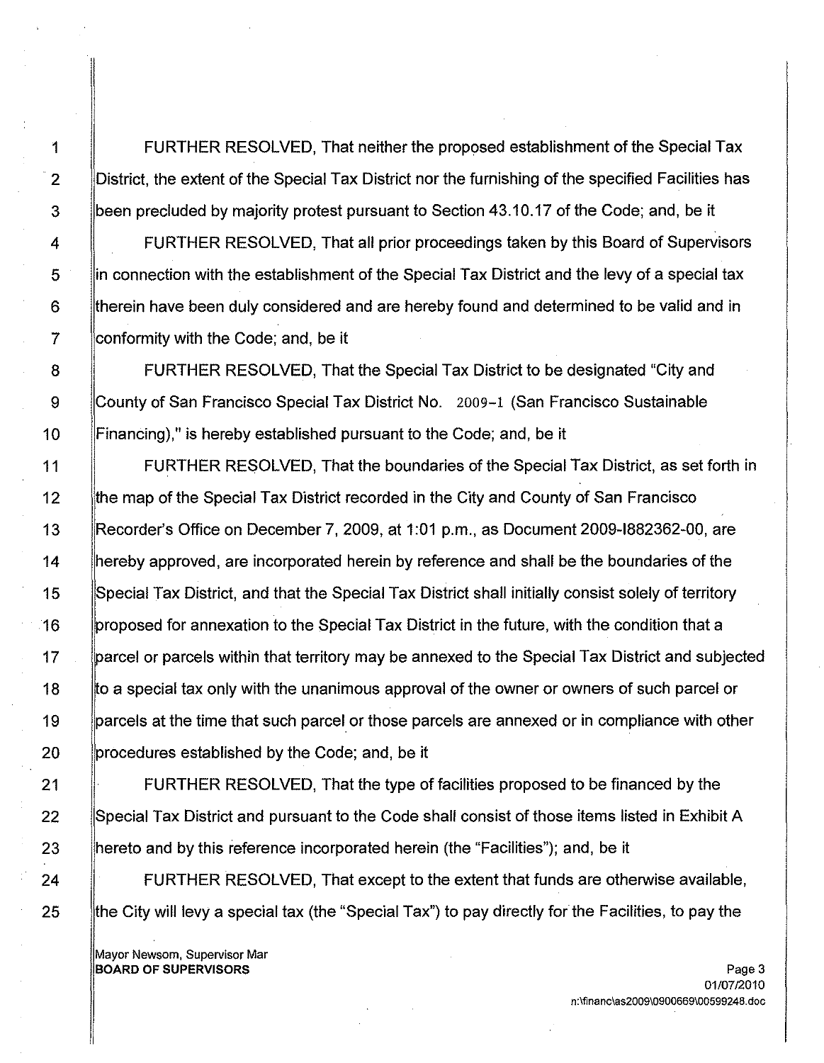FURTHER RESOLVED, That neither the proposed establishment of the Special Tax District, the extent of the Special Tax District nor the furnishing of the specified Facilities has been precluded by majority protest pursuant to Section 43.10.17 of the Code; and, be it

FURTHER RESOLVED, That all prior proceedings taken by this Board of Supervisors in connection with the establishment of the Special Tax District and the levy of a special tax therein have been duly considered and are hereby found and determined to be valid and in conformity with the Code; and, be it

FURTHER RESOLVED, That the Special Tax District to be designated "City and County of San Francisco Special Tax District No. 2009-1 (San Francisco Sustainable Financing)," is hereby established pursuant to the Code; and, be it

FURTHER RESOLVED, That the boundaries of the Special Tax District, as set forth in the map of the Special Tax District recorded in the City and County of San Francisco Recorder's Office on December 7, 2009, at 1:01 p.m., as Document 2009-I882362-00, are hereby approved, are incorporated herein by reference and shall be the boundaries of the Special Tax District, and that the Special Tax District shall initially consist solely of territory proposed for annexation to the Special Tax District in the future, with the condition that a parcel or parcels within that territory may be annexed to the Special Tax District and subjected to a special tax only with the unanimous approval of the owner or owners of such parcel or parcels at the time that such parcel or those parcels are annexed or in compliance with other procedures established by the Code; and, be it

FURTHER RESOLVED, That the type of facilities proposed to be financed by the Special Tax District and pursuant to the Code shall consist of those items listed in Exhibit A hereto and by this reference incorporated herein (the "Facilities"); and, be it

FURTHER RESOLVED, That except to the extent that funds are otherwise available, the City will levy a special tax (the "Special Tax") to pay directly for the Facilities, to pay the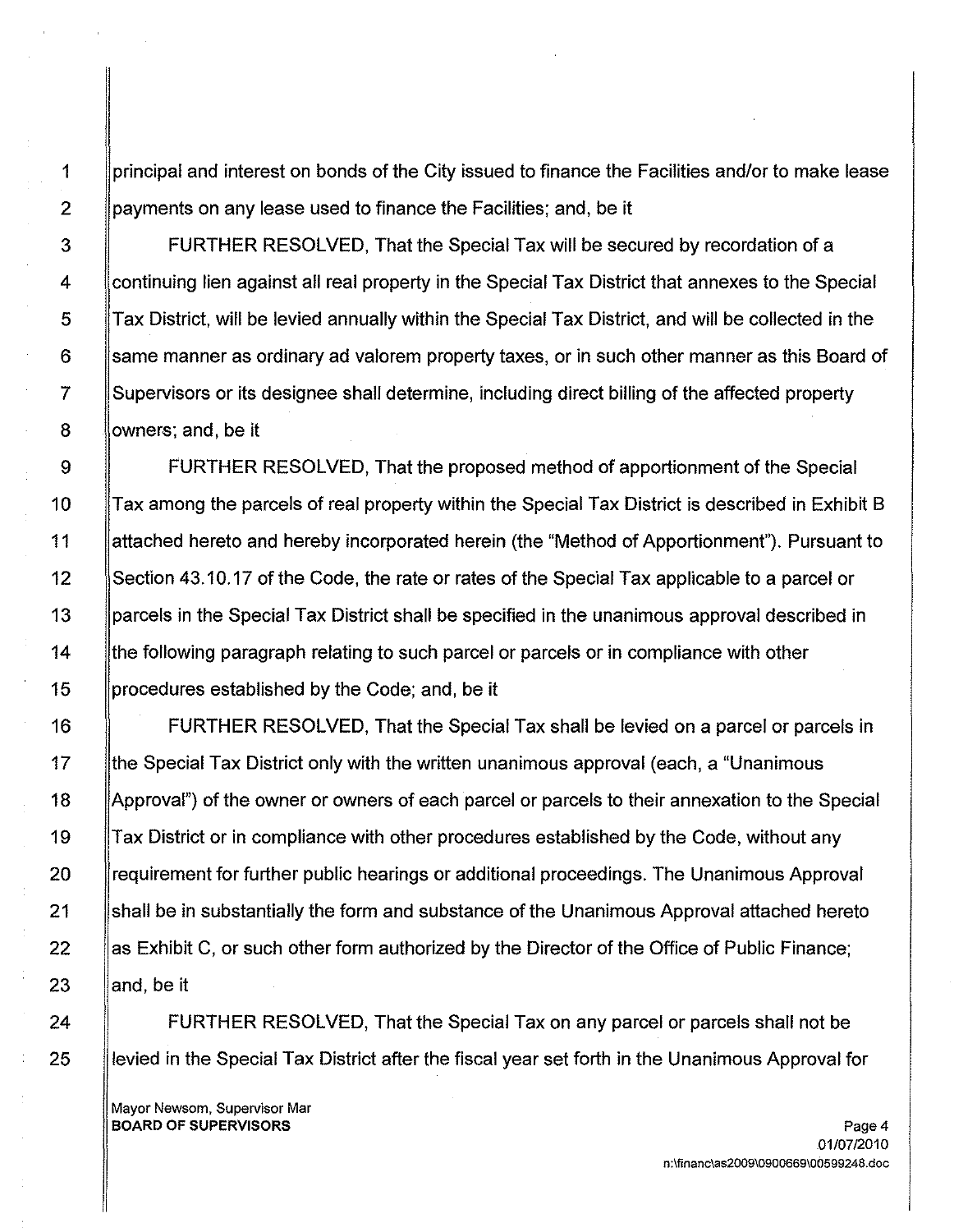principal and interest on bonds of the City issued to finance the Facilities and/or to make lease payments on any lease used to finance the Facilities; and, be it

FURTHER RESOLVED, That the Special Tax will be secured by recordation of a continuing lien against all real property in the Special Tax District that annexes to the Special Tax District, will be levied annually within the Special Tax District, and will be collected in the same manner as ordinary ad valorem property taxes, or in such other manner as this Board of Supervisors or its designee shall determine, including direct billing of the affected property owners; and, be it

FURTHER RESOLVED, That the proposed method of apportionment of the Special Tax among the parcels of real property within the Special Tax District is described in Exhibit B attached hereto and hereby incorporated herein (the "Method of Apportionment"). Pursuant to Section 43.10.17 of the Code, the rate or rates of the Special Tax applicable to a parcel or parcels in the Special Tax District shall be specified in the unanimous approval described in the following paragraph relating to such parcel or parcels or in compliance with other procedures established by the Code; and, be it

FURTHER RESOLVED, That the Special Tax shall be levied on a parcel or parcels in the Special Tax District only with the written unanimous approval (each, a "Unanimous Approval") of the owner or owners of each parcel or parcels to their annexation to the Special Tax District or in compliance with other procedures established by the Code, without any requirement for further public hearings or additional proceedings. The Unanimous Approval shall be in substantially the form and substance of the Unanimous Approval attached hereto as Exhibit C, or such other form authorized by the Director of the Office of Public Finance; and, be it

FURTHER RESOLVED, That the Special Tax on any parcel or parcels shall not be levied in the Special Tax District after the fiscal year set forth in the Unanimous Approval for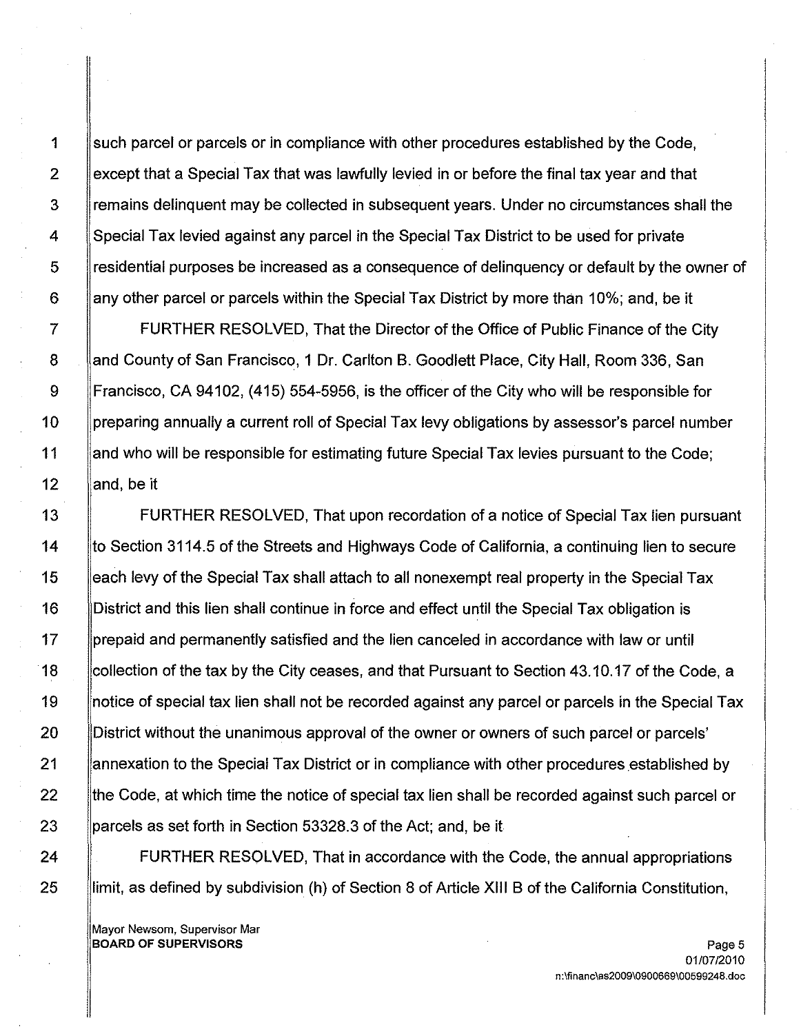such parcel or parcels or in compliance with other procedures established by the Code, except that a Special Tax that was lawfully levied in or before the final tax year and that remains delinquent may be collected in subsequent years. Under no circumstances shall the Special Tax levied against any parcel in the Special Tax District to be used for private residential purposes be increased as a consequence of delinquency or default by the owner of any other parcel or parcels within the Special Tax District by more than 10%; and, be it

FURTHER RESOLVED, That the Director of the Office of Public Finance of the City and County of San Francisco, 1 Dr. Carlton B. Goodlett Place, City Hall, Room 336, San Francisco, CA 94102, (415) 554-5956, is the officer of the City who will be responsible for preparing annually a current roll of Special Tax levy obligations by assessor's parcel number and who will be responsible for estimating future Special Tax levies pursuant to the Code; and, be it

FURTHER RESOLVED, That upon recordation of a notice of Special Tax lien pursuant to Section 3114.5 of the Streets and Highways Code of California, a continuing lien to secure each levy of the Special Tax shall attach to all nonexempt real property in the Special Tax District and this lien shall continue in force and effect until the Special Tax obligation is prepaid and permanently satisfied and the lien canceled in accordance with law or until collection of the tax by the City ceases, and that Pursuant to Section 43.10.17 of the Code, a notice of special tax lien shall not be recorded against any parcel or parcels in the Special Tax District without the unanimous approval of the owner or owners of such parcel or parcels' annexation to the Special Tax District or in compliance with other procedures established by the Code, at which time the notice of special tax lien shall be recorded against such parcel or parcels as set forth in Section 53328.3 of the Act; and, be it

FURTHER RESOLVED, That in accordance with the Code, the annual appropriations limit, as defined by subdivision (h) of Section 8 of Article XIII B of the California Constitution,

Mayor Newsom, Supervisor Mar
**BOARD OF SUPERVISORS**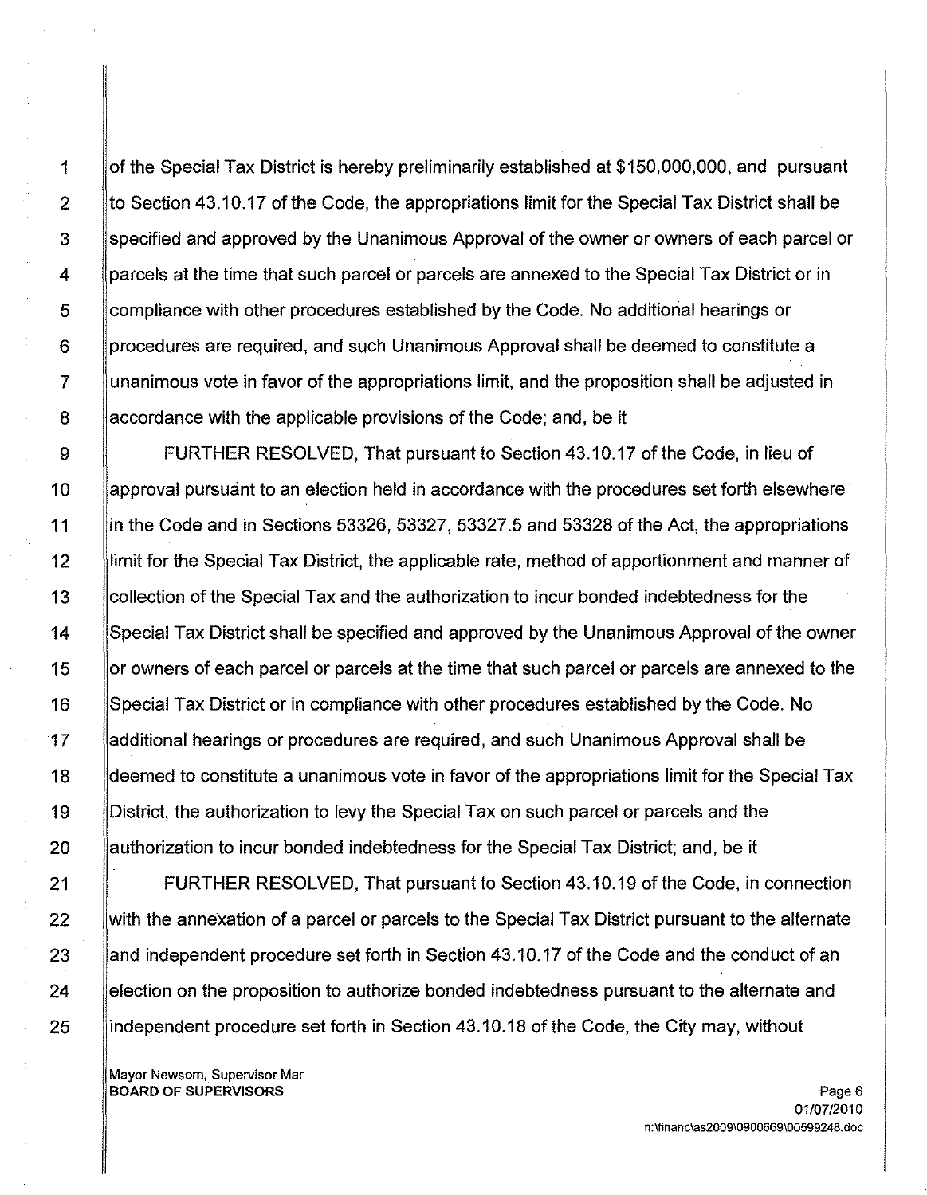of the Special Tax District is hereby preliminarily established at $150,000,000, and pursuant to Section 43.10.17 of the Code, the appropriations limit for the Special Tax District shall be specified and approved by the Unanimous Approval of the owner or owners of each parcel or parcels at the time that such parcel or parcels are annexed to the Special Tax District or in compliance with other procedures established by the Code. No additional hearings or procedures are required, and such Unanimous Approval shall be deemed to constitute a unanimous vote in favor of the appropriations limit, and the proposition shall be adjusted in accordance with the applicable provisions of the Code; and, be it

FURTHER RESOLVED, That pursuant to Section 43.10.17 of the Code, in lieu of approval pursuant to an election held in accordance with the procedures set forth elsewhere in the Code and in Sections 53326, 53327, 53327.5 and 53328 of the Act, the appropriations limit for the Special Tax District, the applicable rate, method of apportionment and manner of collection of the Special Tax and the authorization to incur bonded indebtedness for the Special Tax District shall be specified and approved by the Unanimous Approval of the owner or owners of each parcel or parcels at the time that such parcel or parcels are annexed to the Special Tax District or in compliance with other procedures established by the Code. No additional hearings or procedures are required, and such Unanimous Approval shall be deemed to constitute a unanimous vote in favor of the appropriations limit for the Special Tax District, the authorization to levy the Special Tax on such parcel or parcels and the authorization to incur bonded indebtedness for the Special Tax District; and, be it

FURTHER RESOLVED, That pursuant to Section 43.10.19 of the Code, in connection with the annexation of a parcel or parcels to the Special Tax District pursuant to the alternate and independent procedure set forth in Section 43.10.17 of the Code and the conduct of an election on the proposition to authorize bonded indebtedness pursuant to the alternate and independent procedure set forth in Section 43.10.18 of the Code, the City may, without

Mayor Newsom, Supervisor Mar
**BOARD OF SUPERVISORS**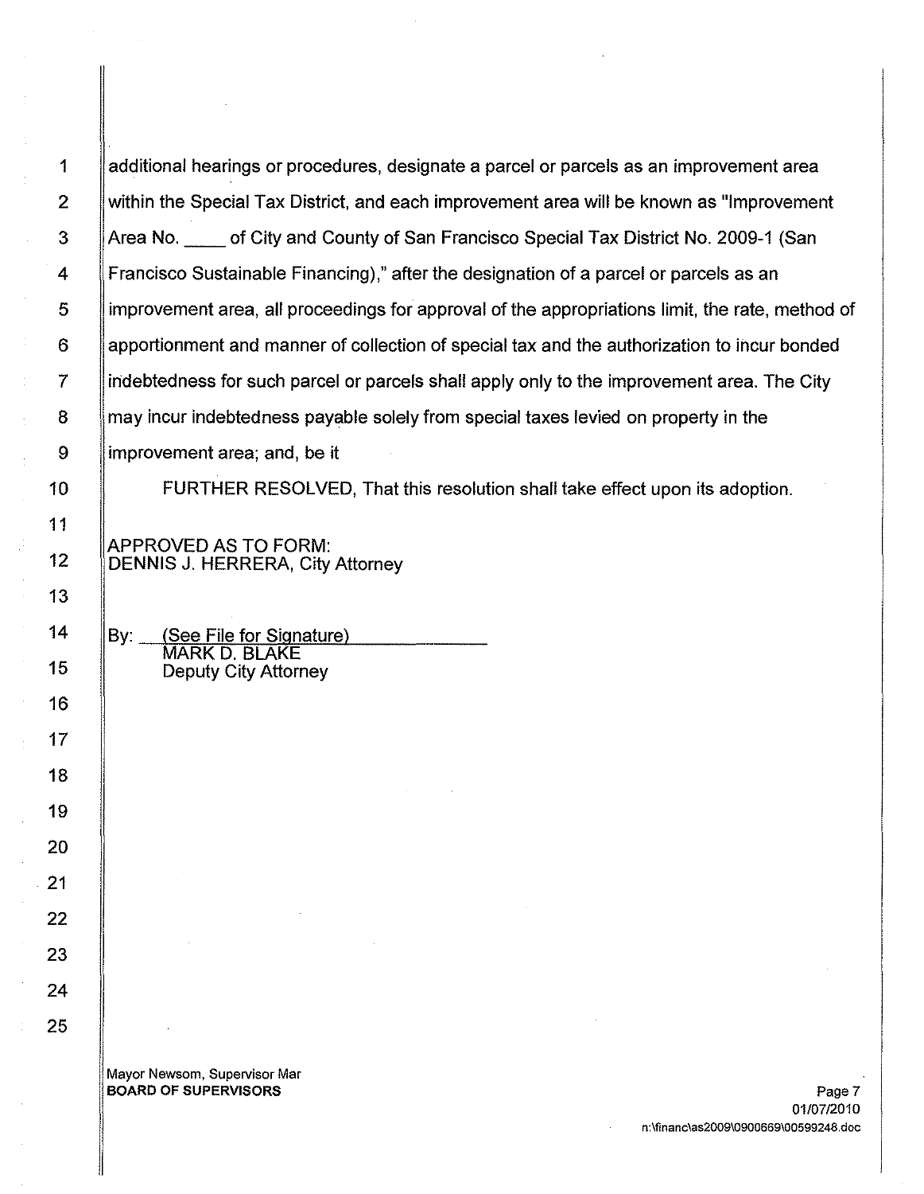additional hearings or procedures, designate a parcel or parcels as an improvement area within the Special Tax District, and each improvement area will be known as "Improvement Area No. ____ of City and County of San Francisco Special Tax District No. 2009-1 (San Francisco Sustainable Financing)," after the designation of a parcel or parcels as an improvement area, all proceedings for approval of the appropriations limit, the rate, method of apportionment and manner of collection of special tax and the authorization to incur bonded indebtedness for such parcel or parcels shall apply only to the improvement area. The City may incur indebtedness payable solely from special taxes levied on property in the improvement area; and, be it

FURTHER RESOLVED, That this resolution shall take effect upon its adoption.

APPROVED AS TO FORM:
DENNIS J. HERRERA, City Attorney

By: (See File for Signature)
MARK D. BLAKE
Deputy City Attorney

Mayor Newsom, Supervisor Mar
**BOARD OF SUPERVISORS**

01/07/2010
n:\financ\as2009\0900669\00599248.doc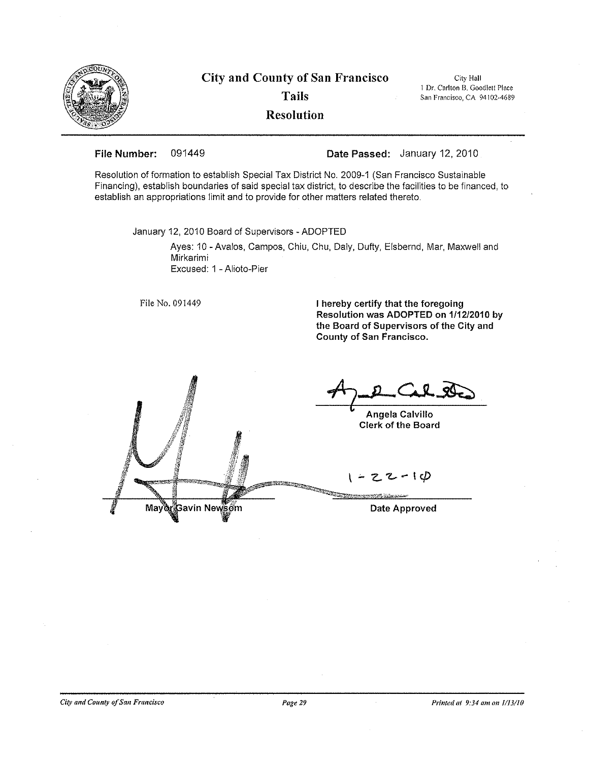# City and County of San Francisco

## Tails

## Resolution

City Hall
1 Dr. Carlton B. Goodlett Place
San Francisco, CA 94102-4689

**File Number:** 091449 **Date Passed:** January 12, 2010

Resolution of formation to establish Special Tax District No. 2009-1 (San Francisco Sustainable Financing), establish boundaries of said special tax district, to describe the facilities to be financed, to establish an appropriations limit and to provide for other matters related thereto.

January 12, 2010 Board of Supervisors - ADOPTED

Ayes: 10 - Avalos, Campos, Chiu, Chu, Daly, Dufty, Elsbernd, Mar, Maxwell and Mirkarimi
Excused: 1 - Alioto-Pier

File No. 091449

**I hereby certify that the foregoing Resolution was ADOPTED on 1/12/2010 by the Board of Supervisors of the City and County of San Francisco.**

**Angela Calvillo**
**Clerk of the Board**

Mayor Gavin Newsom

1-22-10

**Date Approved**